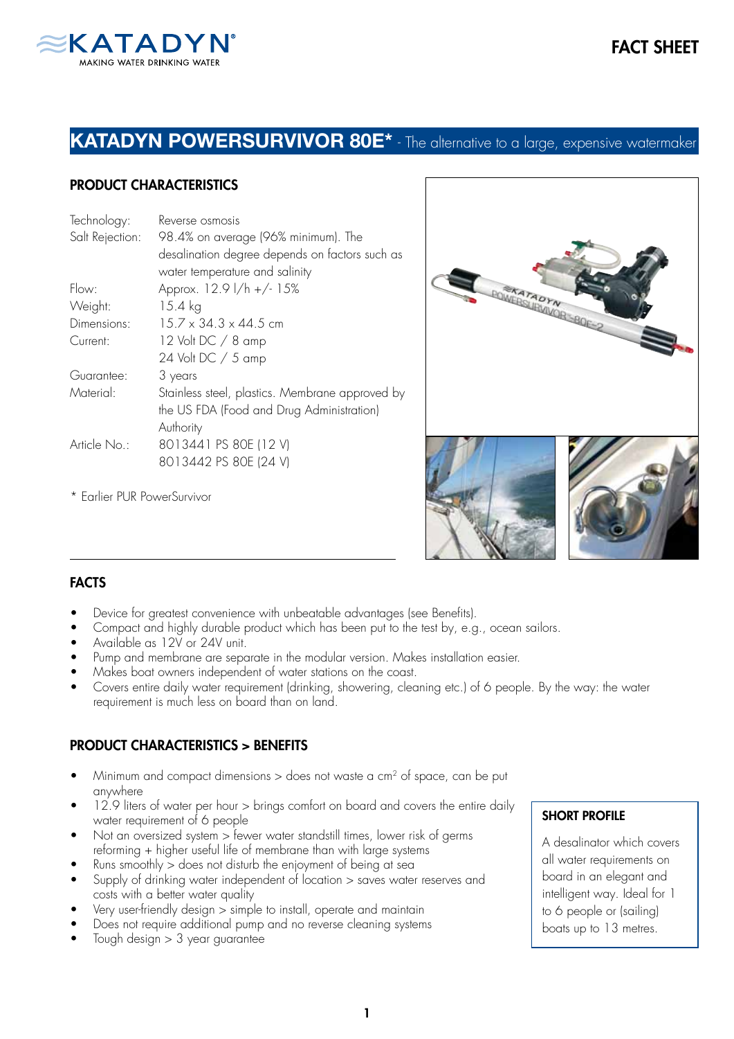KATADYN

MAKING WATER DRINKING WATER

# FACT SHEET

## KATADYN POWERSURVIVOR 80E* - The alternative to a large, expensive watermaker

### PRODUCT CHARACTERISTICS

| | |
|---|---|
| Technology: | Reverse osmosis |
| Salt Rejection: | 98.4% on average (96% minimum). The desalination degree depends on factors such as water temperature and salinity |
| Flow: | Approx. 12.9 l/h +/- 15% |
| Weight: | 15.4 kg |
| Dimensions: | 15.7 x 34.3 x 44.5 cm |
| Current: | 12 Volt DC / 8 amp<br>24 Volt DC / 5 amp |
| Guarantee: | 3 years |
| Material: | Stainless steel, plastics. Membrane approved by the US FDA (Food and Drug Administration) Authority |
| Article No.: | 8013441 PS 80E (12 V)<br>8013442 PS 80E (24 V) |

* Earlier PUR PowerSurvivor

### FACTS

- Device for greatest convenience with unbeatable advantages (see Benefits).
- Compact and highly durable product which has been put to the test by, e.g., ocean sailors.
- Available as 12V or 24V unit.
- Pump and membrane are separate in the modular version. Makes installation easier.
- Makes boat owners independent of water stations on the coast.
- Covers entire daily water requirement (drinking, showering, cleaning etc.) of 6 people. By the way: the water requirement is much less on board than on land.

### PRODUCT CHARACTERISTICS > BENEFITS

- Minimum and compact dimensions > does not waste a $cm^2$ of space, can be put anywhere
- 12.9 liters of water per hour > brings comfort on board and covers the entire daily water requirement of 6 people
- Not an oversized system > fewer water standstill times, lower risk of germs reforming + higher useful life of membrane than with large systems
- Runs smoothly > does not disturb the enjoyment of being at sea
- Supply of drinking water independent of location > saves water reserves and costs with a better water quality
- Very user-friendly design > simple to install, operate and maintain
- Does not require additional pump and no reverse cleaning systems
- Tough design > 3 year guarantee

### SHORT PROFILE

A desalinator which covers all water requirements on board in an elegant and intelligent way. Ideal for 1 to 6 people or (sailing) boats up to 13 metres.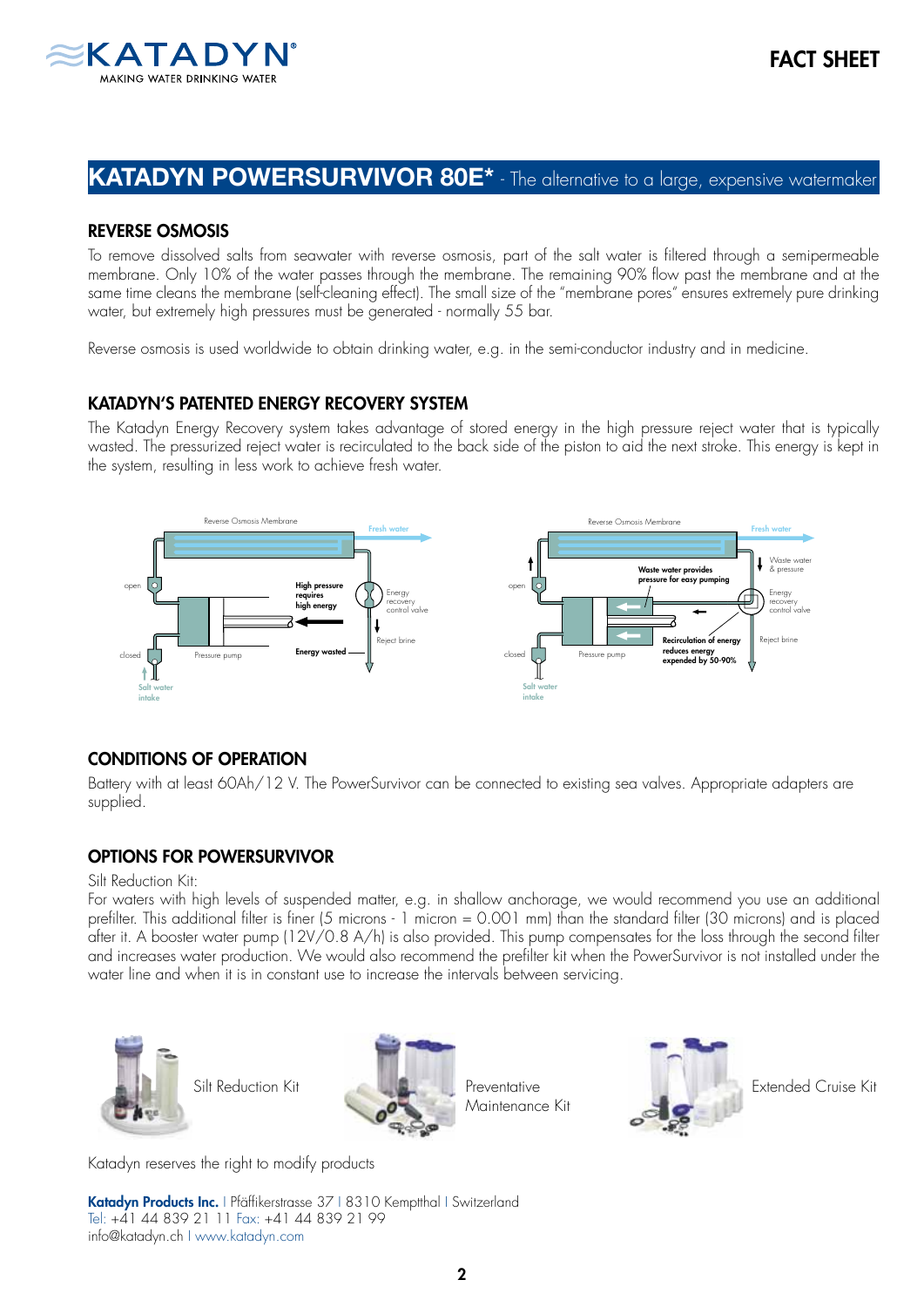KATADYN

MAKING WATER DRINKING WATER

# FACT SHEET

## KATADYN POWERSURVIVOR 80E* - The alternative to a large, expensive watermaker

### REVERSE OSMOSIS

To remove dissolved salts from seawater with reverse osmosis, part of the salt water is filtered through a semipermeable membrane. Only 10% of the water passes through the membrane. The remaining 90% flow past the membrane and at the same time cleans the membrane (self-cleaning effect). The small size of the "membrane pores" ensures extremely pure drinking water, but extremely high pressures must be generated - normally 55 bar.

Reverse osmosis is used worldwide to obtain drinking water, e.g. in the semi-conductor industry and in medicine.

### KATADYN'S PATENTED ENERGY RECOVERY SYSTEM

The Katadyn Energy Recovery system takes advantage of stored energy in the high pressure reject water that is typically wasted. The pressurized reject water is recirculated to the back side of the piston to aid the next stroke. This energy is kept in the system, resulting in less work to achieve fresh water.

Reverse Osmosis Membrane
Fresh water
open
High pressure requires high energy
Energy recovery control valve
Reject brine
closed
Pressure pump
Energy wasted
Salt water intake

Reverse Osmosis Membrane
Fresh water
Waste water & pressure
open
Waste water provides pressure for easy pumping
Energy recovery control valve
Reject brine
closed
Pressure pump
Recirculation of energy reduces energy expended by 50-90%
Salt water intake

### CONDITIONS OF OPERATION

Battery with at least 60Ah/12 V. The PowerSurvivor can be connected to existing sea valves. Appropriate adapters are supplied.

### OPTIONS FOR POWERSURVIVOR

Silt Reduction Kit:
For waters with high levels of suspended matter, e.g. in shallow anchorage, we would recommend you use an additional prefilter. This additional filter is finer (5 microns - 1 micron = 0.001 mm) than the standard filter (30 microns) and is placed after it. A booster water pump (12V/0.8 A/h) is also provided. This pump compensates for the loss through the second filter and increases water production. We would also recommend the prefilter kit when the PowerSurvivor is not installed under the water line and when it is in constant use to increase the intervals between servicing.

Silt Reduction Kit

Preventative Maintenance Kit

Extended Cruise Kit

Katadyn reserves the right to modify products

**Katadyn Products Inc.** I Pfäffikerstrasse 37 I 8310 Kemptthal I Switzerland
Tel: +41 44 839 21 11 Fax: +41 44 839 21 99
info@katadyn.ch I www.katadyn.com